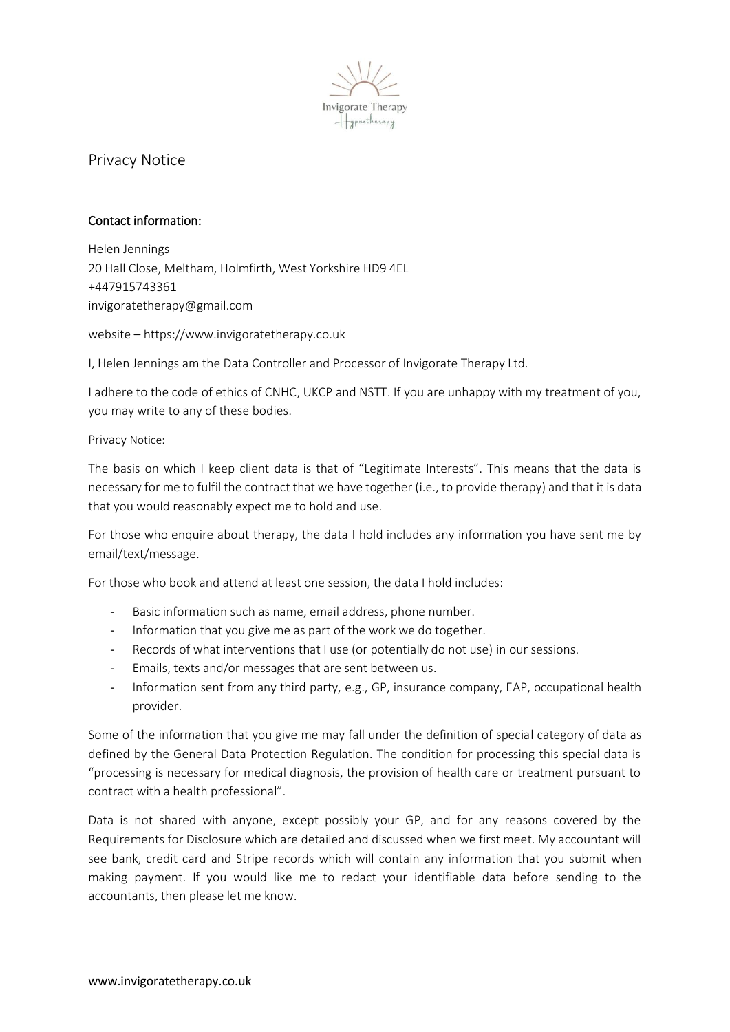# Privacy Notice

**Contact information:**

Helen Jennings
20 Hall Close, Meltham, Holmfirth, West Yorkshire HD9 4EL
+447915743361
invigoratetherapy@gmail.com

website – https://www.invigoratetherapy.co.uk

I, Helen Jennings am the Data Controller and Processor of Invigorate Therapy Ltd.

I adhere to the code of ethics of CNHC, UKCP and NSTT. If you are unhappy with my treatment of you, you may write to any of these bodies.

Privacy Notice:

The basis on which I keep client data is that of "Legitimate Interests". This means that the data is necessary for me to fulfil the contract that we have together (i.e., to provide therapy) and that it is data that you would reasonably expect me to hold and use.

For those who enquire about therapy, the data I hold includes any information you have sent me by email/text/message.

For those who book and attend at least one session, the data I hold includes:

- Basic information such as name, email address, phone number.
- Information that you give me as part of the work we do together.
- Records of what interventions that I use (or potentially do not use) in our sessions.
- Emails, texts and/or messages that are sent between us.
- Information sent from any third party, e.g., GP, insurance company, EAP, occupational health provider.

Some of the information that you give me may fall under the definition of special category of data as defined by the General Data Protection Regulation. The condition for processing this special data is "processing is necessary for medical diagnosis, the provision of health care or treatment pursuant to contract with a health professional".

Data is not shared with anyone, except possibly your GP, and for any reasons covered by the Requirements for Disclosure which are detailed and discussed when we first meet. My accountant will see bank, credit card and Stripe records which will contain any information that you submit when making payment. If you would like me to redact your identifiable data before sending to the accountants, then please let me know.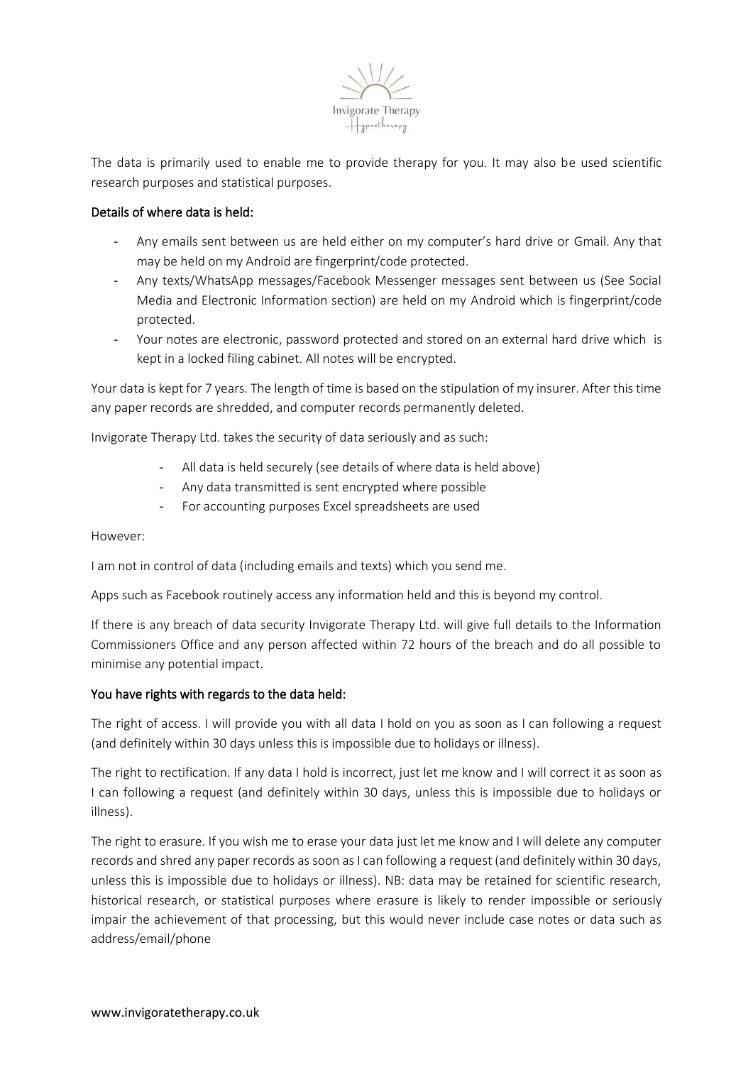The data is primarily used to enable me to provide therapy for you. It may also be used scientific research purposes and statistical purposes.

**Details of where data is held:**

- Any emails sent between us are held either on my computer's hard drive or Gmail. Any that may be held on my Android are fingerprint/code protected.
- Any texts/WhatsApp messages/Facebook Messenger messages sent between us (See Social Media and Electronic Information section) are held on my Android which is fingerprint/code protected.
- Your notes are electronic, password protected and stored on an external hard drive which is kept in a locked filing cabinet. All notes will be encrypted.

Your data is kept for 7 years. The length of time is based on the stipulation of my insurer. After this time any paper records are shredded, and computer records permanently deleted.

Invigorate Therapy Ltd. takes the security of data seriously and as such:

- All data is held securely (see details of where data is held above)
- Any data transmitted is sent encrypted where possible
- For accounting purposes Excel spreadsheets are used

However:

I am not in control of data (including emails and texts) which you send me.

Apps such as Facebook routinely access any information held and this is beyond my control.

If there is any breach of data security Invigorate Therapy Ltd. will give full details to the Information Commissioners Office and any person affected within 72 hours of the breach and do all possible to minimise any potential impact.

**You have rights with regards to the data held:**

The right of access. I will provide you with all data I hold on you as soon as I can following a request (and definitely within 30 days unless this is impossible due to holidays or illness).

The right to rectification. If any data I hold is incorrect, just let me know and I will correct it as soon as I can following a request (and definitely within 30 days, unless this is impossible due to holidays or illness).

The right to erasure. If you wish me to erase your data just let me know and I will delete any computer records and shred any paper records as soon as I can following a request (and definitely within 30 days, unless this is impossible due to holidays or illness). NB: data may be retained for scientific research, historical research, or statistical purposes where erasure is likely to render impossible or seriously impair the achievement of that processing, but this would never include case notes or data such as address/email/phone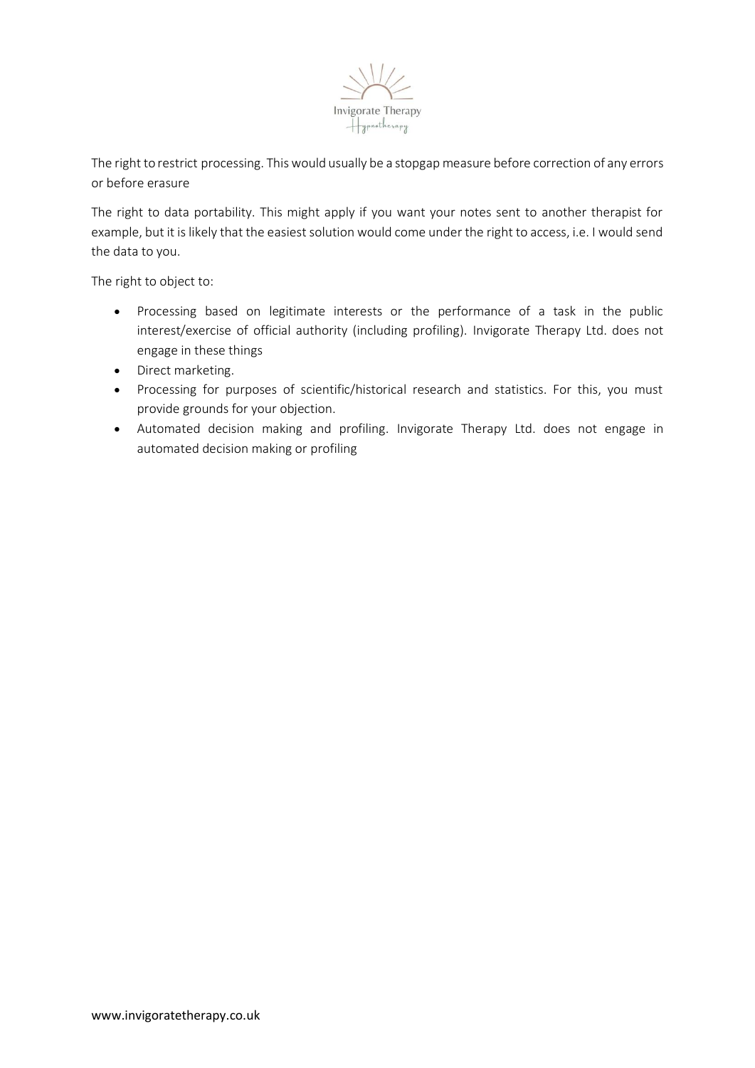The right to restrict processing. This would usually be a stopgap measure before correction of any errors or before erasure

The right to data portability. This might apply if you want your notes sent to another therapist for example, but it is likely that the easiest solution would come under the right to access, i.e. I would send the data to you.

The right to object to:

- Processing based on legitimate interests or the performance of a task in the public interest/exercise of official authority (including profiling). Invigorate Therapy Ltd. does not engage in these things
- Direct marketing.
- Processing for purposes of scientific/historical research and statistics. For this, you must provide grounds for your objection.
- Automated decision making and profiling. Invigorate Therapy Ltd. does not engage in automated decision making or profiling